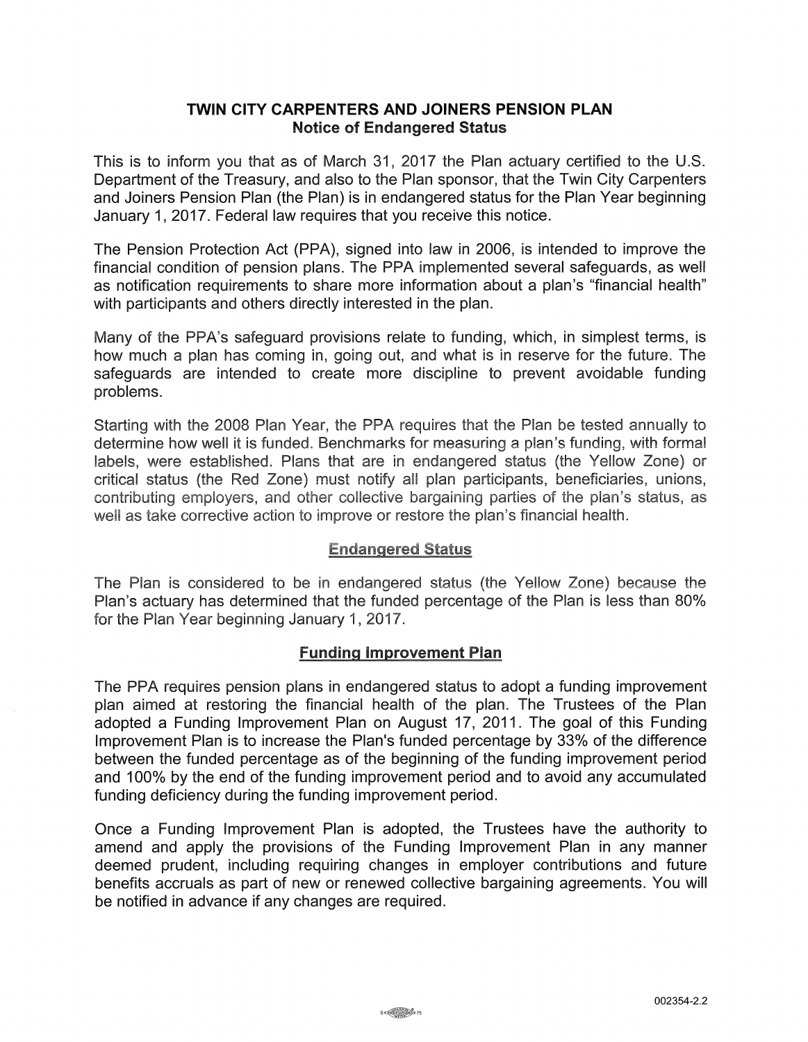# TWIN CITY CARPENTERS AND JOINERS PENSION PLAN
## Notice of Endangered Status

This is to inform you that as of March 31, 2017 the Plan actuary certified to the U.S. Department of the Treasury, and also to the Plan sponsor, that the Twin City Carpenters and Joiners Pension Plan (the Plan) is in endangered status for the Plan Year beginning January 1, 2017. Federal law requires that you receive this notice.

The Pension Protection Act (PPA), signed into law in 2006, is intended to improve the financial condition of pension plans. The PPA implemented several safeguards, as well as notification requirements to share more information about a plan's "financial health" with participants and others directly interested in the plan.

Many of the PPA's safeguard provisions relate to funding, which, in simplest terms, is how much a plan has coming in, going out, and what is in reserve for the future. The safeguards are intended to create more discipline to prevent avoidable funding problems.

Starting with the 2008 Plan Year, the PPA requires that the Plan be tested annually to determine how well it is funded. Benchmarks for measuring a plan's funding, with formal labels, were established. Plans that are in endangered status (the Yellow Zone) or critical status (the Red Zone) must notify all plan participants, beneficiaries, unions, contributing employers, and other collective bargaining parties of the plan's status, as well as take corrective action to improve or restore the plan's financial health.

### Endangered Status

The Plan is considered to be in endangered status (the Yellow Zone) because the Plan's actuary has determined that the funded percentage of the Plan is less than 80% for the Plan Year beginning January 1, 2017.

### Funding Improvement Plan

The PPA requires pension plans in endangered status to adopt a funding improvement plan aimed at restoring the financial health of the plan. The Trustees of the Plan adopted a Funding Improvement Plan on August 17, 2011. The goal of this Funding Improvement Plan is to increase the Plan's funded percentage by 33% of the difference between the funded percentage as of the beginning of the funding improvement period and 100% by the end of the funding improvement period and to avoid any accumulated funding deficiency during the funding improvement period.

Once a Funding Improvement Plan is adopted, the Trustees have the authority to amend and apply the provisions of the Funding Improvement Plan in any manner deemed prudent, including requiring changes in employer contributions and future benefits accruals as part of new or renewed collective bargaining agreements. You will be notified in advance if any changes are required.

002354-2.2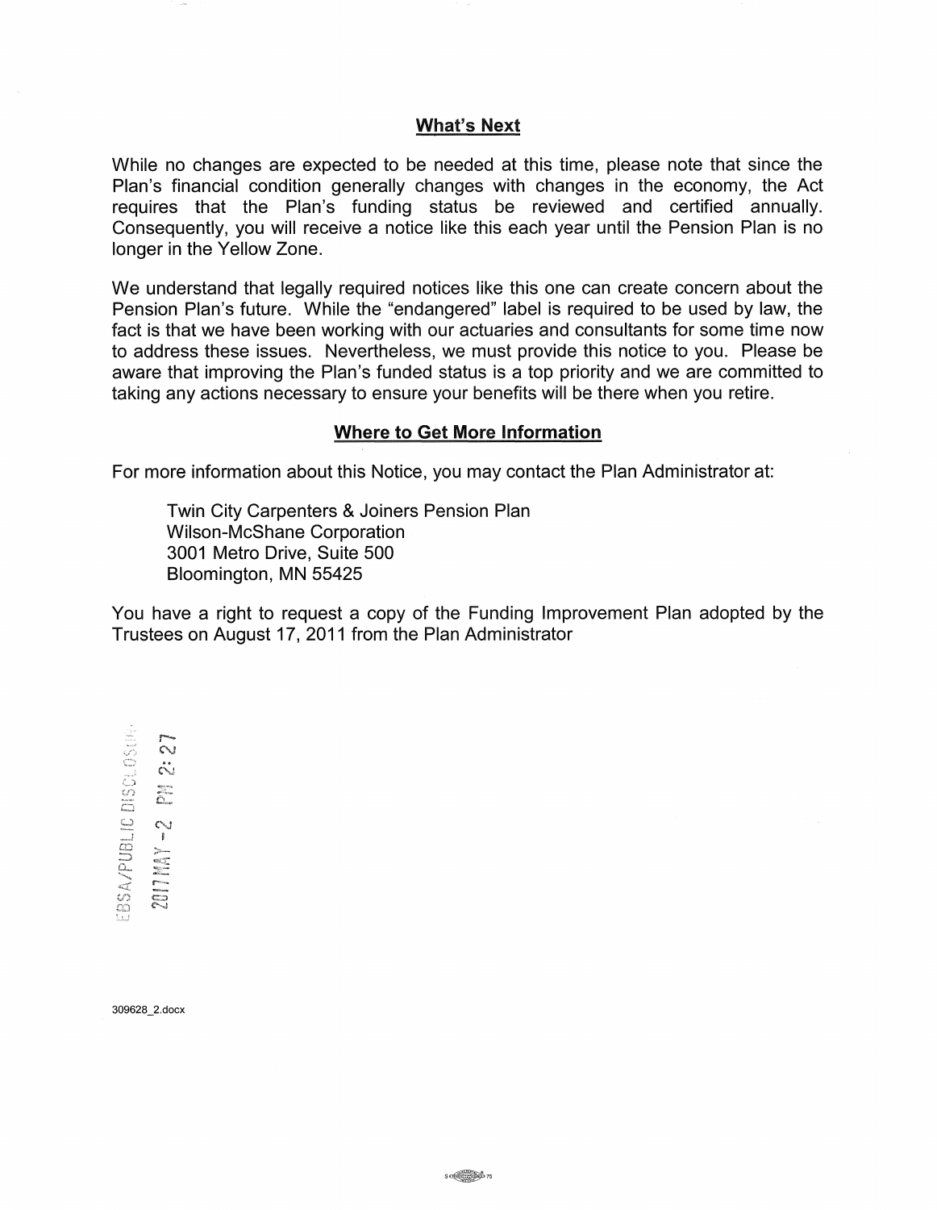## What's Next

While no changes are expected to be needed at this time, please note that since the Plan's financial condition generally changes with changes in the economy, the Act requires that the Plan's funding status be reviewed and certified annually. Consequently, you will receive a notice like this each year until the Pension Plan is no longer in the Yellow Zone.

We understand that legally required notices like this one can create concern about the Pension Plan's future. While the "endangered" label is required to be used by law, the fact is that we have been working with our actuaries and consultants for some time now to address these issues. Nevertheless, we must provide this notice to you. Please be aware that improving the Plan's funded status is a top priority and we are committed to taking any actions necessary to ensure your benefits will be there when you retire.

## Where to Get More Information

For more information about this Notice, you may contact the Plan Administrator at:

Twin City Carpenters & Joiners Pension Plan
Wilson-McShane Corporation
3001 Metro Drive, Suite 500
Bloomington, MN 55425

You have a right to request a copy of the Funding Improvement Plan adopted by the Trustees on August 17, 2011 from the Plan Administrator

EBSA/PUBLIC DISCLOSURE
2017 MAY -2 PM 2:27

309628_2.docx